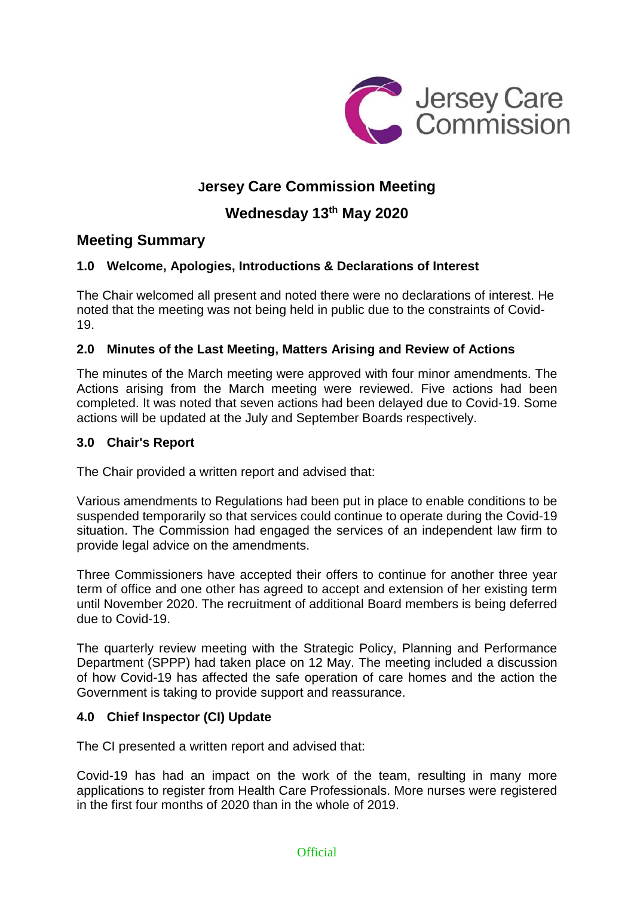# Jersey Care Commission Meeting

## Wednesday 13th May 2020

## Meeting Summary

### 1.0 Welcome, Apologies, Introductions & Declarations of Interest

The Chair welcomed all present and noted there were no declarations of interest. He noted that the meeting was not being held in public due to the constraints of Covid-19.

### 2.0 Minutes of the Last Meeting, Matters Arising and Review of Actions

The minutes of the March meeting were approved with four minor amendments. The Actions arising from the March meeting were reviewed. Five actions had been completed. It was noted that seven actions had been delayed due to Covid-19. Some actions will be updated at the July and September Boards respectively.

### 3.0 Chair's Report

The Chair provided a written report and advised that:

Various amendments to Regulations had been put in place to enable conditions to be suspended temporarily so that services could continue to operate during the Covid-19 situation. The Commission had engaged the services of an independent law firm to provide legal advice on the amendments.

Three Commissioners have accepted their offers to continue for another three year term of office and one other has agreed to accept and extension of her existing term until November 2020. The recruitment of additional Board members is being deferred due to Covid-19.

The quarterly review meeting with the Strategic Policy, Planning and Performance Department (SPPP) had taken place on 12 May. The meeting included a discussion of how Covid-19 has affected the safe operation of care homes and the action the Government is taking to provide support and reassurance.

### 4.0 Chief Inspector (CI) Update

The CI presented a written report and advised that:

Covid-19 has had an impact on the work of the team, resulting in many more applications to register from Health Care Professionals. More nurses were registered in the first four months of 2020 than in the whole of 2019.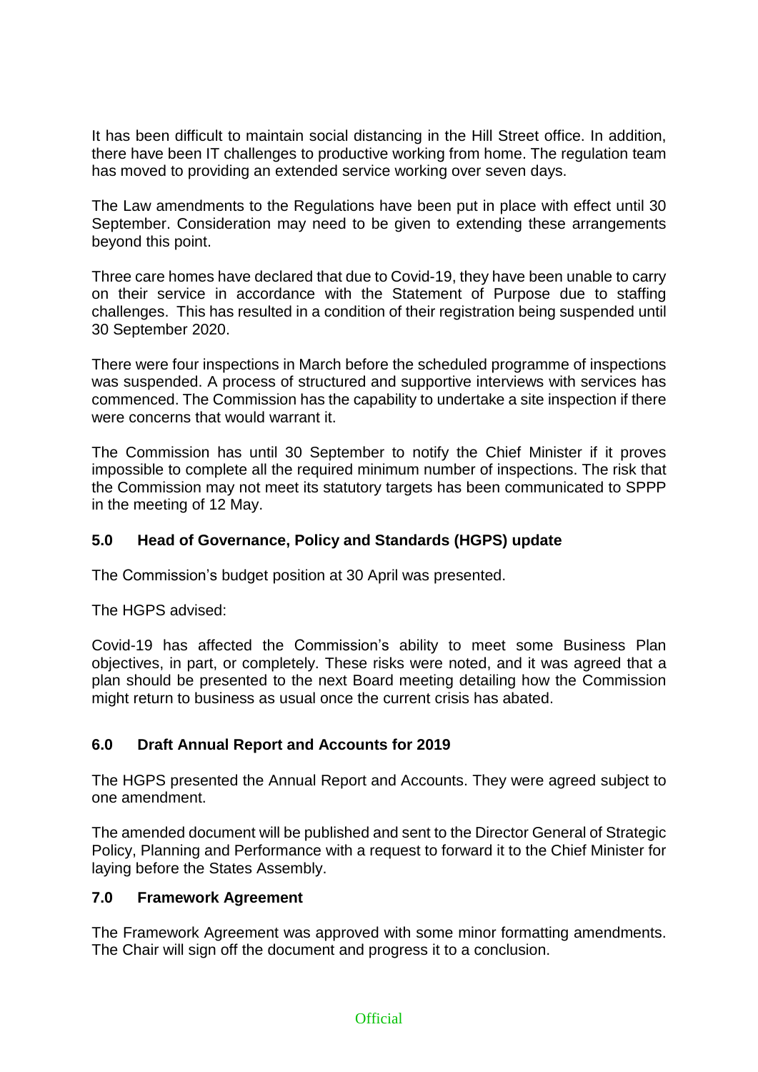It has been difficult to maintain social distancing in the Hill Street office. In addition, there have been IT challenges to productive working from home. The regulation team has moved to providing an extended service working over seven days.

The Law amendments to the Regulations have been put in place with effect until 30 September. Consideration may need to be given to extending these arrangements beyond this point.

Three care homes have declared that due to Covid-19, they have been unable to carry on their service in accordance with the Statement of Purpose due to staffing challenges. This has resulted in a condition of their registration being suspended until 30 September 2020.

There were four inspections in March before the scheduled programme of inspections was suspended. A process of structured and supportive interviews with services has commenced. The Commission has the capability to undertake a site inspection if there were concerns that would warrant it.

The Commission has until 30 September to notify the Chief Minister if it proves impossible to complete all the required minimum number of inspections. The risk that the Commission may not meet its statutory targets has been communicated to SPPP in the meeting of 12 May.

## 5.0 Head of Governance, Policy and Standards (HGPS) update

The Commission's budget position at 30 April was presented.

The HGPS advised:

Covid-19 has affected the Commission's ability to meet some Business Plan objectives, in part, or completely. These risks were noted, and it was agreed that a plan should be presented to the next Board meeting detailing how the Commission might return to business as usual once the current crisis has abated.

## 6.0 Draft Annual Report and Accounts for 2019

The HGPS presented the Annual Report and Accounts. They were agreed subject to one amendment.

The amended document will be published and sent to the Director General of Strategic Policy, Planning and Performance with a request to forward it to the Chief Minister for laying before the States Assembly.

## 7.0 Framework Agreement

The Framework Agreement was approved with some minor formatting amendments. The Chair will sign off the document and progress it to a conclusion.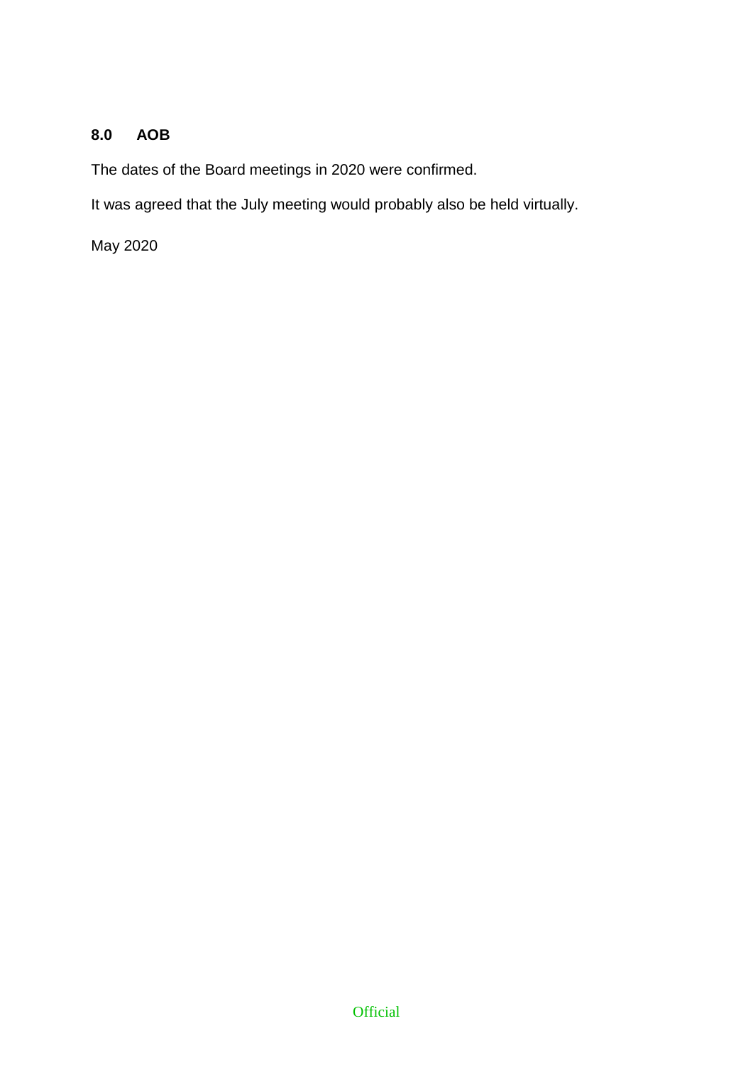## 8.0 AOB

The dates of the Board meetings in 2020 were confirmed.

It was agreed that the July meeting would probably also be held virtually.

May 2020